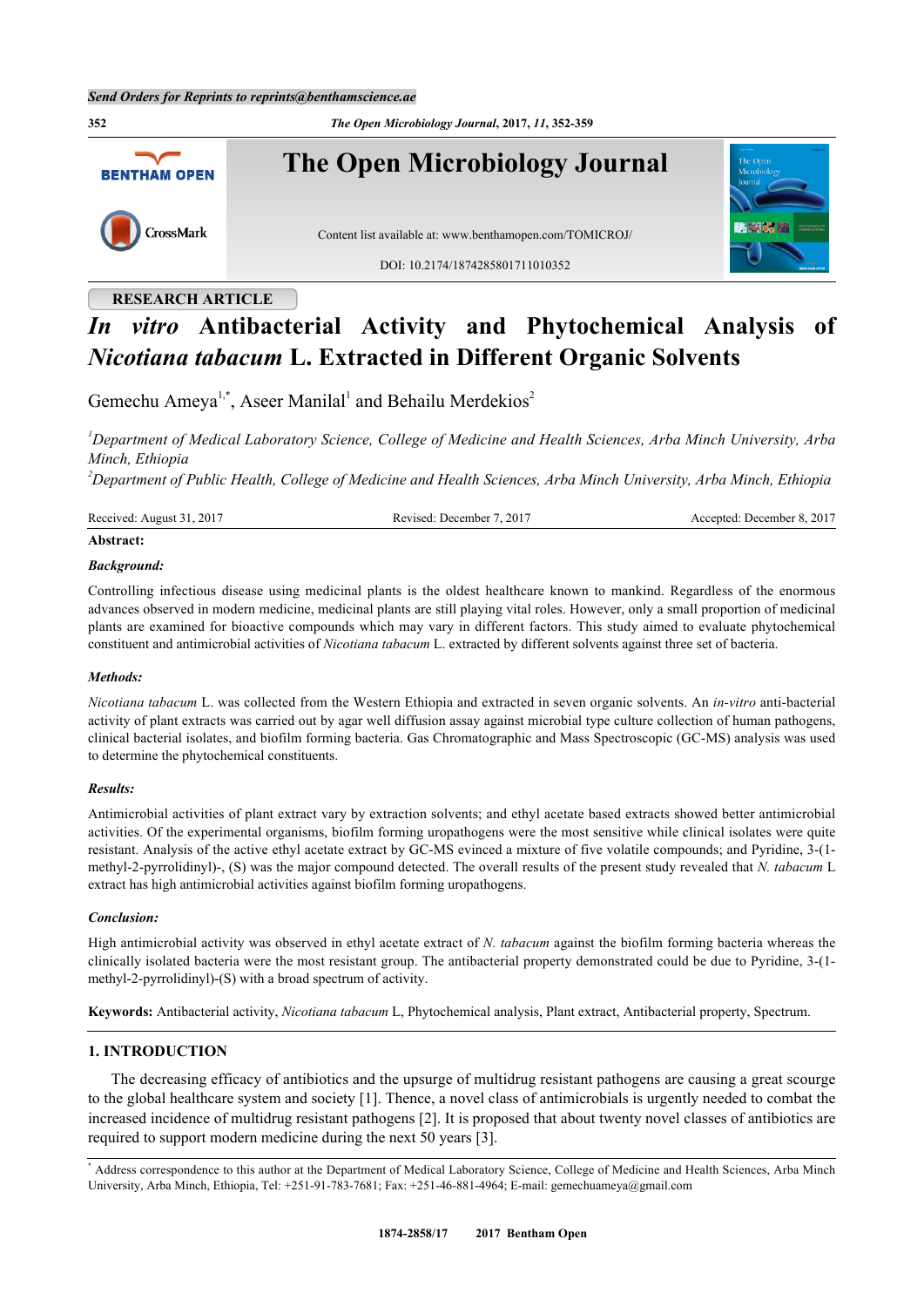RESEARCH ARTICLE

# *In vitro* Antibacterial Activity and Phytochemical Analysis of *Nicotiana tabacum* L. Extracted in Different Organic Solvents

Gemechu Ameya[1,*], Aseer Manilal[1] and Behailu Merdekios[2]

[1]*Department of Medical Laboratory Science, College of Medicine and Health Sciences, Arba Minch University, Arba Minch, Ethiopia*

[2]*Department of Public Health, College of Medicine and Health Sciences, Arba Minch University, Arba Minch, Ethiopia*

Received: August 31, 2017 Revised: December 7, 2017 Accepted: December 8, 2017

**Abstract:**

***Background:***

Controlling infectious disease using medicinal plants is the oldest healthcare known to mankind. Regardless of the enormous advances observed in modern medicine, medicinal plants are still playing vital roles. However, only a small proportion of medicinal plants are examined for bioactive compounds which may vary in different factors. This study aimed to evaluate phytochemical constituent and antimicrobial activities of *Nicotiana tabacum* L. extracted by different solvents against three set of bacteria.

***Methods:***

*Nicotiana tabacum* L. was collected from the Western Ethiopia and extracted in seven organic solvents. An *in-vitro* anti-bacterial activity of plant extracts was carried out by agar well diffusion assay against microbial type culture collection of human pathogens, clinical bacterial isolates, and biofilm forming bacteria. Gas Chromatographic and Mass Spectroscopic (GC-MS) analysis was used to determine the phytochemical constituents.

***Results:***

Antimicrobial activities of plant extract vary by extraction solvents; and ethyl acetate based extracts showed better antimicrobial activities. Of the experimental organisms, biofilm forming uropathogens were the most sensitive while clinical isolates were quite resistant. Analysis of the active ethyl acetate extract by GC-MS evinced a mixture of five volatile compounds; and Pyridine, 3-(1-methyl-2-pyrrolidinyl)-, (S) was the major compound detected. The overall results of the present study revealed that *N. tabacum* L extract has high antimicrobial activities against biofilm forming uropathogens.

***Conclusion:***

High antimicrobial activity was observed in ethyl acetate extract of *N. tabacum* against the biofilm forming bacteria whereas the clinically isolated bacteria were the most resistant group. The antibacterial property demonstrated could be due to Pyridine, 3-(1-methyl-2-pyrrolidinyl)-(S) with a broad spectrum of activity.

**Keywords:** Antibacterial activity, *Nicotiana tabacum* L, Phytochemical analysis, Plant extract, Antibacterial property, Spectrum.

## 1. INTRODUCTION

The decreasing efficacy of antibiotics and the upsurge of multidrug resistant pathogens are causing a great scourge to the global healthcare system and society [1]. Thence, a novel class of antimicrobials is urgently needed to combat the increased incidence of multidrug resistant pathogens [2]. It is proposed that about twenty novel classes of antibiotics are required to support modern medicine during the next 50 years [3].

[*] Address correspondence to this author at the Department of Medical Laboratory Science, College of Medicine and Health Sciences, Arba Minch University, Arba Minch, Ethiopia, Tel: +251-91-783-7681; Fax: +251-46-881-4964; E-mail: gemechuameya@gmail.com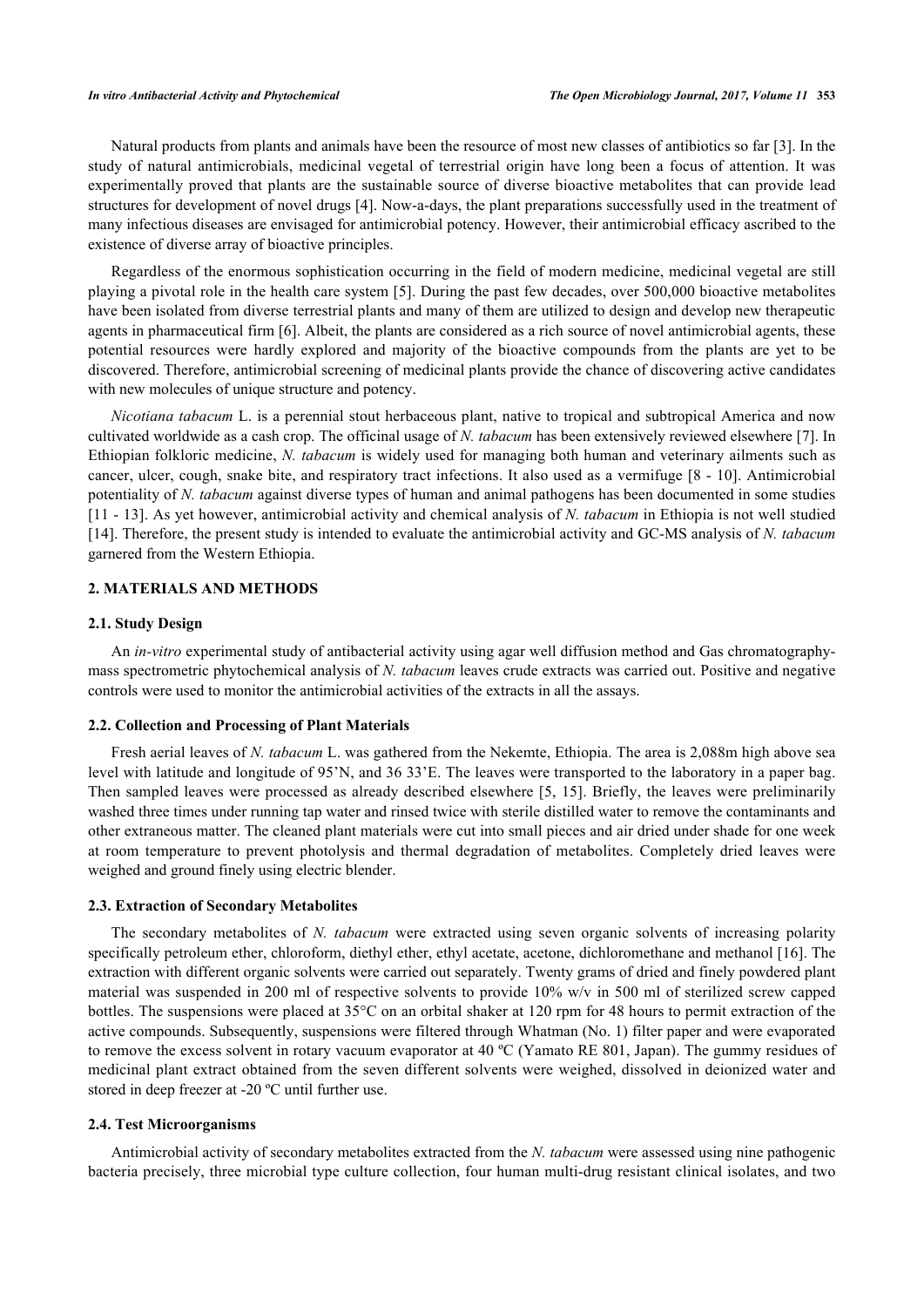Natural products from plants and animals have been the resource of most new classes of antibiotics so far [3]. In the study of natural antimicrobials, medicinal vegetal of terrestrial origin have long been a focus of attention. It was experimentally proved that plants are the sustainable source of diverse bioactive metabolites that can provide lead structures for development of novel drugs [4]. Now-a-days, the plant preparations successfully used in the treatment of many infectious diseases are envisaged for antimicrobial potency. However, their antimicrobial efficacy ascribed to the existence of diverse array of bioactive principles.

Regardless of the enormous sophistication occurring in the field of modern medicine, medicinal vegetal are still playing a pivotal role in the health care system [5]. During the past few decades, over 500,000 bioactive metabolites have been isolated from diverse terrestrial plants and many of them are utilized to design and develop new therapeutic agents in pharmaceutical firm [6]. Albeit, the plants are considered as a rich source of novel antimicrobial agents, these potential resources were hardly explored and majority of the bioactive compounds from the plants are yet to be discovered. Therefore, antimicrobial screening of medicinal plants provide the chance of discovering active candidates with new molecules of unique structure and potency.

*Nicotiana tabacum* L. is a perennial stout herbaceous plant, native to tropical and subtropical America and now cultivated worldwide as a cash crop. The officinal usage of *N. tabacum* has been extensively reviewed elsewhere [7]. In Ethiopian folkloric medicine, *N. tabacum* is widely used for managing both human and veterinary ailments such as cancer, ulcer, cough, snake bite, and respiratory tract infections. It also used as a vermifuge [8 - 10]. Antimicrobial potentiality of *N. tabacum* against diverse types of human and animal pathogens has been documented in some studies [11 - 13]. As yet however, antimicrobial activity and chemical analysis of *N. tabacum* in Ethiopia is not well studied [14]. Therefore, the present study is intended to evaluate the antimicrobial activity and GC-MS analysis of *N. tabacum* garnered from the Western Ethiopia.

## 2. MATERIALS AND METHODS

### 2.1. Study Design

An *in-vitro* experimental study of antibacterial activity using agar well diffusion method and Gas chromatography-mass spectrometric phytochemical analysis of *N. tabacum* leaves crude extracts was carried out. Positive and negative controls were used to monitor the antimicrobial activities of the extracts in all the assays.

### 2.2. Collection and Processing of Plant Materials

Fresh aerial leaves of *N. tabacum* L. was gathered from the Nekemte, Ethiopia. The area is 2,088m high above sea level with latitude and longitude of 95'N, and 36 33'E. The leaves were transported to the laboratory in a paper bag. Then sampled leaves were processed as already described elsewhere [5, 15]. Briefly, the leaves were preliminarily washed three times under running tap water and rinsed twice with sterile distilled water to remove the contaminants and other extraneous matter. The cleaned plant materials were cut into small pieces and air dried under shade for one week at room temperature to prevent photolysis and thermal degradation of metabolites. Completely dried leaves were weighed and ground finely using electric blender.

### 2.3. Extraction of Secondary Metabolites

The secondary metabolites of *N. tabacum* were extracted using seven organic solvents of increasing polarity specifically petroleum ether, chloroform, diethyl ether, ethyl acetate, acetone, dichloromethane and methanol [16]. The extraction with different organic solvents were carried out separately. Twenty grams of dried and finely powdered plant material was suspended in 200 ml of respective solvents to provide 10% w/v in 500 ml of sterilized screw capped bottles. The suspensions were placed at 35°C on an orbital shaker at 120 rpm for 48 hours to permit extraction of the active compounds. Subsequently, suspensions were filtered through Whatman (No. 1) filter paper and were evaporated to remove the excess solvent in rotary vacuum evaporator at 40 ºC (Yamato RE 801, Japan). The gummy residues of medicinal plant extract obtained from the seven different solvents were weighed, dissolved in deionized water and stored in deep freezer at -20 ºC until further use.

### 2.4. Test Microorganisms

Antimicrobial activity of secondary metabolites extracted from the *N. tabacum* were assessed using nine pathogenic bacteria precisely, three microbial type culture collection, four human multi-drug resistant clinical isolates, and two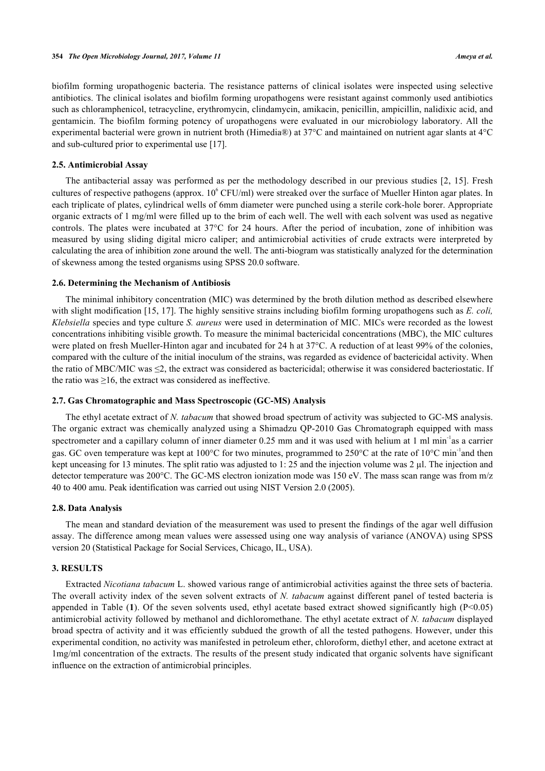biofilm forming uropathogenic bacteria. The resistance patterns of clinical isolates were inspected using selective antibiotics. The clinical isolates and biofilm forming uropathogens were resistant against commonly used antibiotics such as chloramphenicol, tetracycline, erythromycin, clindamycin, amikacin, penicillin, ampicillin, nalidixic acid, and gentamicin. The biofilm forming potency of uropathogens were evaluated in our microbiology laboratory. All the experimental bacterial were grown in nutrient broth (Himedia®) at 37°C and maintained on nutrient agar slants at 4°C and sub-cultured prior to experimental use [17].

### 2.5. Antimicrobial Assay

The antibacterial assay was performed as per the methodology described in our previous studies [2, 15]. Fresh cultures of respective pathogens (approx. $10^6$ CFU/ml) were streaked over the surface of Mueller Hinton agar plates. In each triplicate of plates, cylindrical wells of 6mm diameter were punched using a sterile cork-hole borer. Appropriate organic extracts of 1 mg/ml were filled up to the brim of each well. The well with each solvent was used as negative controls. The plates were incubated at 37°C for 24 hours. After the period of incubation, zone of inhibition was measured by using sliding digital micro caliper; and antimicrobial activities of crude extracts were interpreted by calculating the area of inhibition zone around the well. The anti-biogram was statistically analyzed for the determination of skewness among the tested organisms using SPSS 20.0 software.

### 2.6. Determining the Mechanism of Antibiosis

The minimal inhibitory concentration (MIC) was determined by the broth dilution method as described elsewhere with slight modification [15, 17]. The highly sensitive strains including biofilm forming uropathogens such as *E. coli, Klebsiella* species and type culture *S. aureus* were used in determination of MIC. MICs were recorded as the lowest concentrations inhibiting visible growth. To measure the minimal bactericidal concentrations (MBC), the MIC cultures were plated on fresh Mueller-Hinton agar and incubated for 24 h at 37°C. A reduction of at least 99% of the colonies, compared with the culture of the initial inoculum of the strains, was regarded as evidence of bactericidal activity. When the ratio of MBC/MIC was ≤2, the extract was considered as bactericidal; otherwise it was considered bacteriostatic. If the ratio was ≥16, the extract was considered as ineffective.

### 2.7. Gas Chromatographic and Mass Spectroscopic (GC-MS) Analysis

The ethyl acetate extract of *N. tabacum* that showed broad spectrum of activity was subjected to GC-MS analysis. The organic extract was chemically analyzed using a Shimadzu QP-2010 Gas Chromatograph equipped with mass spectrometer and a capillary column of inner diameter 0.25 mm and it was used with helium at 1 ml $min^{-1}$as a carrier gas. GC oven temperature was kept at 100°C for two minutes, programmed to 250°C at the rate of 10°C $min^{-1}$and then kept unceasing for 13 minutes. The split ratio was adjusted to 1: 25 and the injection volume was 2 µl. The injection and detector temperature was 200°C. The GC-MS electron ionization mode was 150 eV. The mass scan range was from m/z 40 to 400 amu. Peak identification was carried out using NIST Version 2.0 (2005).

### 2.8. Data Analysis

The mean and standard deviation of the measurement was used to present the findings of the agar well diffusion assay. The difference among mean values were assessed using one way analysis of variance (ANOVA) using SPSS version 20 (Statistical Package for Social Services, Chicago, IL, USA).

## 3. RESULTS

Extracted *Nicotiana tabacum* L. showed various range of antimicrobial activities against the three sets of bacteria. The overall activity index of the seven solvent extracts of *N. tabacum* against different panel of tested bacteria is appended in Table (**1**). Of the seven solvents used, ethyl acetate based extract showed significantly high ($P<0.05$) antimicrobial activity followed by methanol and dichloromethane. The ethyl acetate extract of *N. tabacum* displayed broad spectra of activity and it was efficiently subdued the growth of all the tested pathogens. However, under this experimental condition, no activity was manifested in petroleum ether, chloroform, diethyl ether, and acetone extract at 1mg/ml concentration of the extracts. The results of the present study indicated that organic solvents have significant influence on the extraction of antimicrobial principles.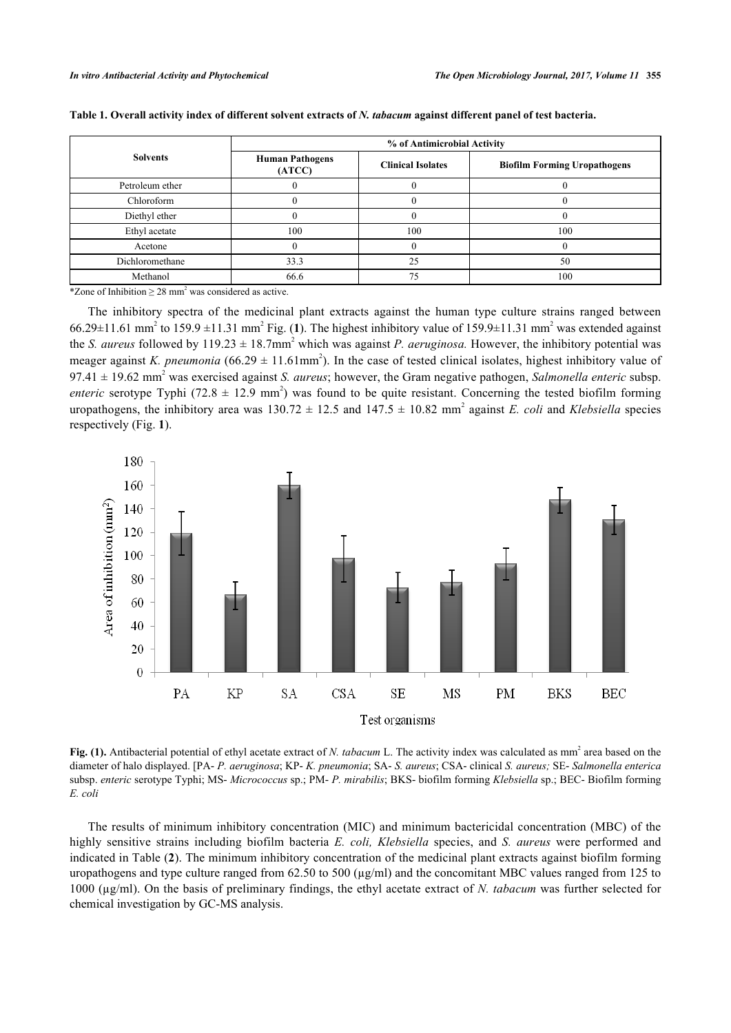**Table 1. Overall activity index of different solvent extracts of *N. tabacum* against different panel of test bacteria.**

| Solvents | % of Antimicrobial Activity | | |
|---|---|---|---|
| | Human Pathogens (ATCC) | Clinical Isolates | Biofilm Forming Uropathogens |
| Petroleum ether | 0 | 0 | 0 |
| Chloroform | 0 | 0 | 0 |
| Diethyl ether | 0 | 0 | 0 |
| Ethyl acetate | 100 | 100 | 100 |
| Acetone | 0 | 0 | 0 |
| Dichloromethane | 33.3 | 25 | 50 |
| Methanol | 66.6 | 75 | 100 |

*Zone of Inhibition ≥ 28 mm$^2$ was considered as active.

The inhibitory spectra of the medicinal plant extracts against the human type culture strains ranged between 66.29±11.61 mm$^2$ to 159.9 ±11.31 mm$^2$ Fig. (**1**). The highest inhibitory value of 159.9±11.31 mm$^2$ was extended against the *S. aureus* followed by 119.23 ± 18.7mm$^2$ which was against *P. aeruginosa.* However, the inhibitory potential was meager against *K. pneumonia* (66.29 ± 11.61mm$^2$). In the case of tested clinical isolates, highest inhibitory value of 97.41 ± 19.62 mm$^2$ was exercised against *S. aureus*; however, the Gram negative pathogen, *Salmonella enteric* subsp. *enteric* serotype Typhi (72.8 ± 12.9 mm$^2$) was found to be quite resistant. Concerning the tested biofilm forming uropathogens, the inhibitory area was 130.72 ± 12.5 and 147.5 ± 10.82 mm$^2$ against *E. coli* and *Klebsiella* species respectively (Fig. **1**).

**Fig. (1).** Antibacterial potential of ethyl acetate extract of *N. tabacum* L. The activity index was calculated as mm$^2$ area based on the diameter of halo displayed. [PA- *P. aeruginosa*; KP- *K. pneumonia*; SA- *S. aureus*; CSA- clinical *S. aureus;* SE- *Salmonella enterica* subsp. *enteric* serotype Typhi; MS- *Micrococcus* sp.; PM- *P. mirabilis*; BKS- biofilm forming *Klebsiella* sp.; BEC- Biofilm forming *E. coli*

The results of minimum inhibitory concentration (MIC) and minimum bactericidal concentration (MBC) of the highly sensitive strains including biofilm bacteria *E. coli, Klebsiella* species, and *S. aureus* were performed and indicated in Table (**2**). The minimum inhibitory concentration of the medicinal plant extracts against biofilm forming uropathogens and type culture ranged from 62.50 to 500 (μg/ml) and the concomitant MBC values ranged from 125 to 1000 (μg/ml). On the basis of preliminary findings, the ethyl acetate extract of *N. tabacum* was further selected for chemical investigation by GC-MS analysis.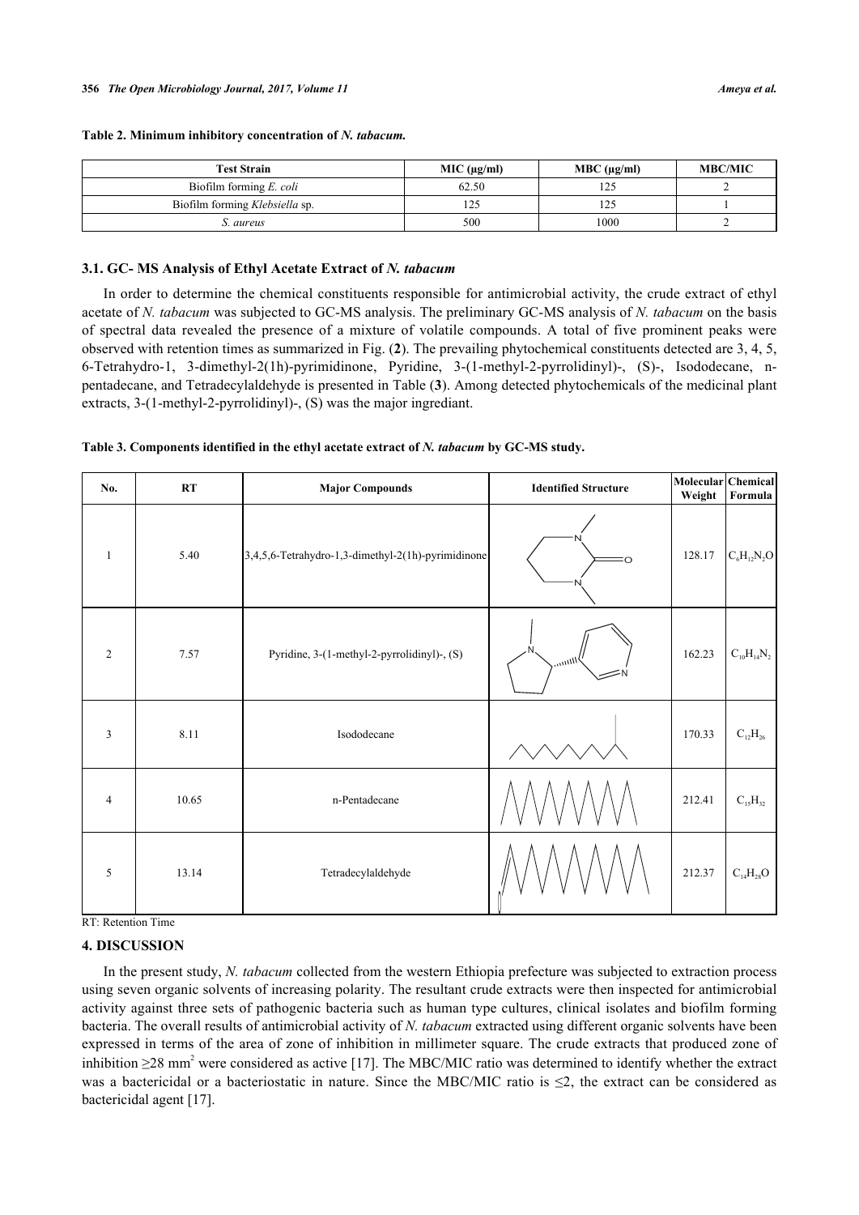**Table 2. Minimum inhibitory concentration of *N. tabacum*.**

| Test Strain | MIC (μg/ml) | MBC (μg/ml) | MBC/MIC |
|---|---|---|---|
| Biofilm forming *E. coli* | 62.50 | 125 | 2 |
| Biofilm forming *Klebsiella* sp. | 125 | 125 | 1 |
| *S. aureus* | 500 | 1000 | 2 |

### 3.1. GC- MS Analysis of Ethyl Acetate Extract of *N. tabacum*

In order to determine the chemical constituents responsible for antimicrobial activity, the crude extract of ethyl acetate of *N. tabacum* was subjected to GC-MS analysis. The preliminary GC-MS analysis of *N. tabacum* on the basis of spectral data revealed the presence of a mixture of volatile compounds. A total of five prominent peaks were observed with retention times as summarized in Fig. (**2**). The prevailing phytochemical constituents detected are 3, 4, 5, 6-Tetrahydro-1, 3-dimethyl-2(1h)-pyrimidinone, Pyridine, 3-(1-methyl-2-pyrrolidinyl)-, (S)-, Isododecane, n-pentadecane, and Tetradecylaldehyde is presented in Table (**3**). Among detected phytochemicals of the medicinal plant extracts, 3-(1-methyl-2-pyrrolidinyl)-, (S) was the major ingrediant.

**Table 3. Components identified in the ethyl acetate extract of *N. tabacum* by GC-MS study.**

| No. | RT | Major Compounds | Identified Structure | Molecular Weight | Chemical Formula |
|---|---|---|---|---|---|
| 1 | 5.40 | 3,4,5,6-Tetrahydro-1,3-dimethyl-2(1h)-pyrimidinone | | 128.17 | $C_6H_{12}N_2O$ |
| 2 | 7.57 | Pyridine, 3-(1-methyl-2-pyrrolidinyl)-, (S) | | 162.23 | $C_{10}H_{14}N_2$ |
| 3 | 8.11 | Isododecane | | 170.33 | $C_{12}H_{26}$ |
| 4 | 10.65 | n-Pentadecane | | 212.41 | $C_{15}H_{32}$ |
| 5 | 13.14 | Tetradecylaldehyde | | 212.37 | $C_{14}H_{28}O$ |

RT: Retention Time

## 4. DISCUSSION

In the present study, *N. tabacum* collected from the western Ethiopia prefecture was subjected to extraction process using seven organic solvents of increasing polarity. The resultant crude extracts were then inspected for antimicrobial activity against three sets of pathogenic bacteria such as human type cultures, clinical isolates and biofilm forming bacteria. The overall results of antimicrobial activity of *N. tabacum* extracted using different organic solvents have been expressed in terms of the area of zone of inhibition in millimeter square. The crude extracts that produced zone of inhibition ≥28 mm$^2$ were considered as active [17]. The MBC/MIC ratio was determined to identify whether the extract was a bactericidal or a bacteriostatic in nature. Since the MBC/MIC ratio is ≤2, the extract can be considered as bactericidal agent [17].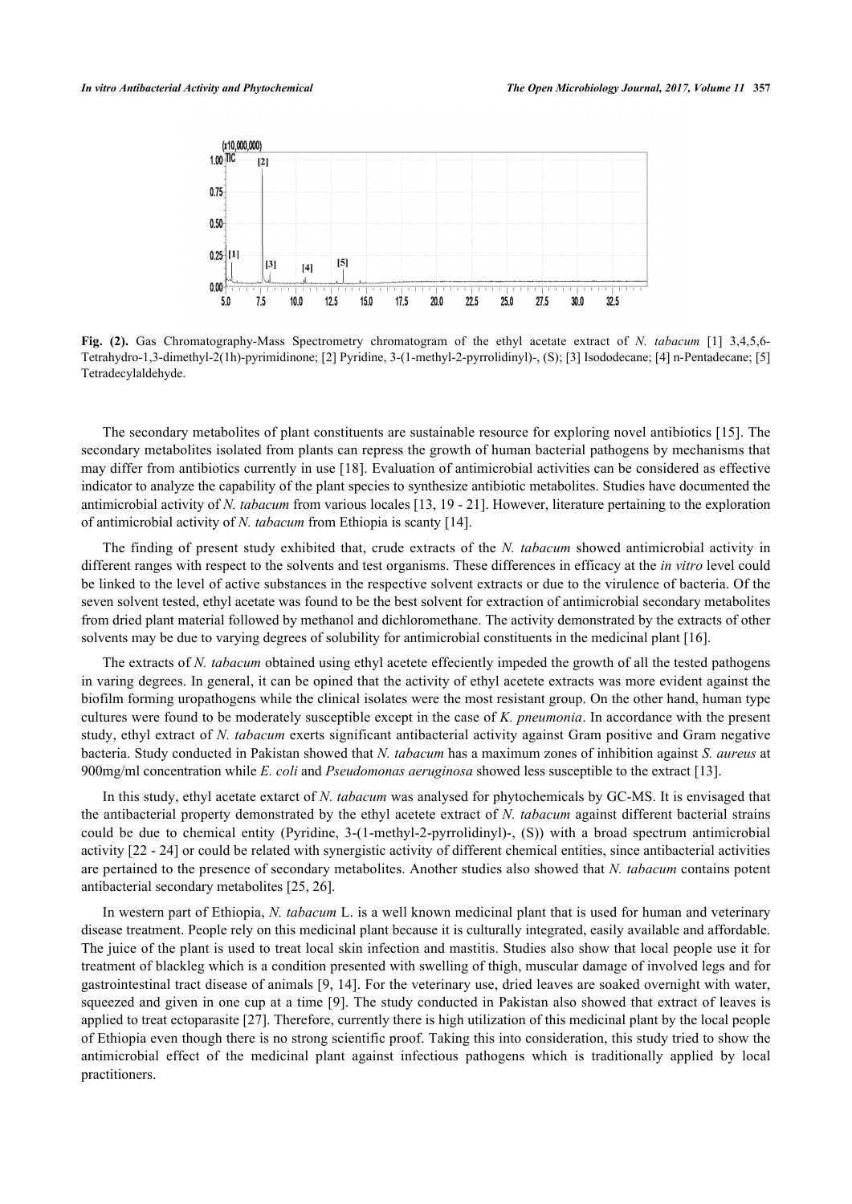**Fig. (2).** Gas Chromatography-Mass Spectrometry chromatogram of the ethyl acetate extract of *N. tabacum* [1] 3,4,5,6-Tetrahydro-1,3-dimethyl-2(1h)-pyrimidinone; [2] Pyridine, 3-(1-methyl-2-pyrrolidinyl)-, (S); [3] Isododecane; [4] n-Pentadecane; [5] Tetradecylaldehyde.

The secondary metabolites of plant constituents are sustainable resource for exploring novel antibiotics [15]. The secondary metabolites isolated from plants can repress the growth of human bacterial pathogens by mechanisms that may differ from antibiotics currently in use [18]. Evaluation of antimicrobial activities can be considered as effective indicator to analyze the capability of the plant species to synthesize antibiotic metabolites. Studies have documented the antimicrobial activity of *N. tabacum* from various locales [13, 19 - 21]. However, literature pertaining to the exploration of antimicrobial activity of *N. tabacum* from Ethiopia is scanty [14].

The finding of present study exhibited that, crude extracts of the *N. tabacum* showed antimicrobial activity in different ranges with respect to the solvents and test organisms. These differences in efficacy at the *in vitro* level could be linked to the level of active substances in the respective solvent extracts or due to the virulence of bacteria. Of the seven solvent tested, ethyl acetate was found to be the best solvent for extraction of antimicrobial secondary metabolites from dried plant material followed by methanol and dichloromethane. The activity demonstrated by the extracts of other solvents may be due to varying degrees of solubility for antimicrobial constituents in the medicinal plant [16].

The extracts of *N. tabacum* obtained using ethyl acetete effeciently impeded the growth of all the tested pathogens in varing degrees. In general, it can be opined that the activity of ethyl acetete extracts was more evident against the biofilm forming uropathogens while the clinical isolates were the most resistant group. On the other hand, human type cultures were found to be moderately susceptible except in the case of *K. pneumonia*. In accordance with the present study, ethyl extract of *N. tabacum* exerts significant antibacterial activity against Gram positive and Gram negative bacteria. Study conducted in Pakistan showed that *N. tabacum* has a maximum zones of inhibition against *S. aureus* at 900mg/ml concentration while *E. coli* and *Pseudomonas aeruginosa* showed less susceptible to the extract [13].

In this study, ethyl acetate extarct of *N. tabacum* was analysed for phytochemicals by GC-MS. It is envisaged that the antibacterial property demonstrated by the ethyl acetete extract of *N. tabacum* against different bacterial strains could be due to chemical entity (Pyridine, 3-(1-methyl-2-pyrrolidinyl)-, (S)) with a broad spectrum antimicrobial activity [22 - 24] or could be related with synergistic activity of different chemical entities, since antibacterial activities are pertained to the presence of secondary metabolites. Another studies also showed that *N. tabacum* contains potent antibacterial secondary metabolites [25, 26].

In western part of Ethiopia, *N. tabacum* L. is a well known medicinal plant that is used for human and veterinary disease treatment. People rely on this medicinal plant because it is culturally integrated, easily available and affordable. The juice of the plant is used to treat local skin infection and mastitis. Studies also show that local people use it for treatment of blackleg which is a condition presented with swelling of thigh, muscular damage of involved legs and for gastrointestinal tract disease of animals [9, 14]. For the veterinary use, dried leaves are soaked overnight with water, squeezed and given in one cup at a time [9]. The study conducted in Pakistan also showed that extract of leaves is applied to treat ectoparasite [27]. Therefore, currently there is high utilization of this medicinal plant by the local people of Ethiopia even though there is no strong scientific proof. Taking this into consideration, this study tried to show the antimicrobial effect of the medicinal plant against infectious pathogens which is traditionally applied by local practitioners.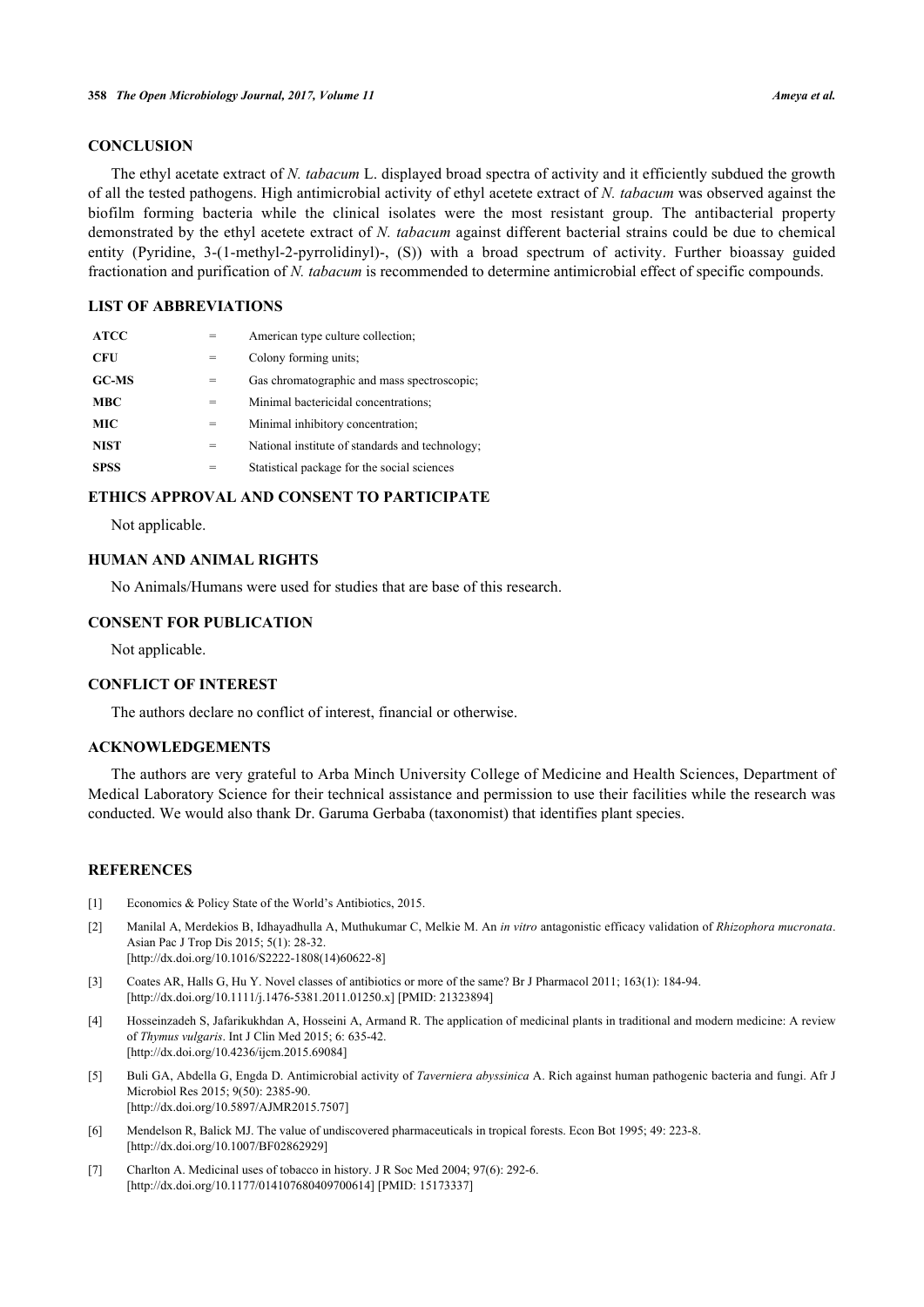## CONCLUSION

The ethyl acetate extract of *N. tabacum* L. displayed broad spectra of activity and it efficiently subdued the growth of all the tested pathogens. High antimicrobial activity of ethyl acetete extract of *N. tabacum* was observed against the biofilm forming bacteria while the clinical isolates were the most resistant group. The antibacterial property demonstrated by the ethyl acetete extract of *N. tabacum* against different bacterial strains could be due to chemical entity (Pyridine, 3-(1-methyl-2-pyrrolidinyl)-, (S)) with a broad spectrum of activity. Further bioassay guided fractionation and purification of *N. tabacum* is recommended to determine antimicrobial effect of specific compounds.

## LIST OF ABBREVIATIONS

| | | |
|---|---|---|
| **ATCC** | = | American type culture collection; |
| **CFU** | = | Colony forming units; |
| **GC-MS** | = | Gas chromatographic and mass spectroscopic; |
| **MBC** | = | Minimal bactericidal concentrations; |
| **MIC** | = | Minimal inhibitory concentration; |
| **NIST** | = | National institute of standards and technology; |
| **SPSS** | = | Statistical package for the social sciences |

## ETHICS APPROVAL AND CONSENT TO PARTICIPATE

Not applicable.

## HUMAN AND ANIMAL RIGHTS

No Animals/Humans were used for studies that are base of this research.

## CONSENT FOR PUBLICATION

Not applicable.

## CONFLICT OF INTEREST

The authors declare no conflict of interest, financial or otherwise.

## ACKNOWLEDGEMENTS

The authors are very grateful to Arba Minch University College of Medicine and Health Sciences, Department of Medical Laboratory Science for their technical assistance and permission to use their facilities while the research was conducted. We would also thank Dr. Garuma Gerbaba (taxonomist) that identifies plant species.

## REFERENCES

[1] Economics & Policy State of the World's Antibiotics, 2015.

[2] Manilal A, Merdekios B, Idhayadhulla A, Muthukumar C, Melkie M. An *in vitro* antagonistic efficacy validation of *Rhizophora mucronata*. Asian Pac J Trop Dis 2015; 5(1): 28-32. [http://dx.doi.org/10.1016/S2222-1808(14)60622-8]

[3] Coates AR, Halls G, Hu Y. Novel classes of antibiotics or more of the same? Br J Pharmacol 2011; 163(1): 184-94. [http://dx.doi.org/10.1111/j.1476-5381.2011.01250.x] [PMID: 21323894]

[4] Hosseinzadeh S, Jafarikukhdan A, Hosseini A, Armand R. The application of medicinal plants in traditional and modern medicine: A review of *Thymus vulgaris*. Int J Clin Med 2015; 6: 635-42. [http://dx.doi.org/10.4236/ijcm.2015.69084]

[5] Buli GA, Abdella G, Engda D. Antimicrobial activity of *Taverniera abyssinica* A. Rich against human pathogenic bacteria and fungi. Afr J Microbiol Res 2015; 9(50): 2385-90. [http://dx.doi.org/10.5897/AJMR2015.7507]

[6] Mendelson R, Balick MJ. The value of undiscovered pharmaceuticals in tropical forests. Econ Bot 1995; 49: 223-8. [http://dx.doi.org/10.1007/BF02862929]

[7] Charlton A. Medicinal uses of tobacco in history. J R Soc Med 2004; 97(6): 292-6. [http://dx.doi.org/10.1177/014107680409700614] [PMID: 15173337]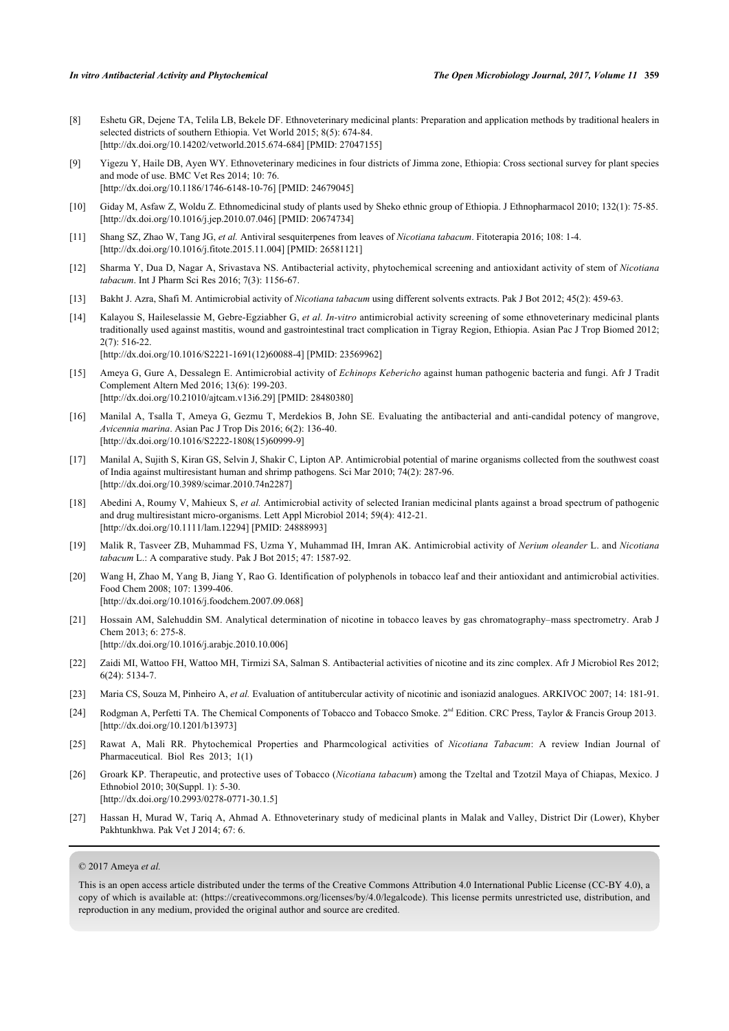[8] Eshetu GR, Dejene TA, Telila LB, Bekele DF. Ethnoveterinary medicinal plants: Preparation and application methods by traditional healers in selected districts of southern Ethiopia. Vet World 2015; 8(5): 674-84.
[http://dx.doi.org/10.14202/vetworld.2015.674-684] [PMID: 27047155]

[9] Yigezu Y, Haile DB, Ayen WY. Ethnoveterinary medicines in four districts of Jimma zone, Ethiopia: Cross sectional survey for plant species and mode of use. BMC Vet Res 2014; 10: 76.
[http://dx.doi.org/10.1186/1746-6148-10-76] [PMID: 24679045]

[10] Giday M, Asfaw Z, Woldu Z. Ethnomedicinal study of plants used by Sheko ethnic group of Ethiopia. J Ethnopharmacol 2010; 132(1): 75-85.
[http://dx.doi.org/10.1016/j.jep.2010.07.046] [PMID: 20674734]

[11] Shang SZ, Zhao W, Tang JG, *et al.* Antiviral sesquiterpenes from leaves of *Nicotiana tabacum*. Fitoterapia 2016; 108: 1-4.
[http://dx.doi.org/10.1016/j.fitote.2015.11.004] [PMID: 26581121]

[12] Sharma Y, Dua D, Nagar A, Srivastava NS. Antibacterial activity, phytochemical screening and antioxidant activity of stem of *Nicotiana tabacum*. Int J Pharm Sci Res 2016; 7(3): 1156-67.

[13] Bakht J. Azra, Shafi M. Antimicrobial activity of *Nicotiana tabacum* using different solvents extracts. Pak J Bot 2012; 45(2): 459-63.

[14] Kalayou S, Haileselassie M, Gebre-Egziabher G, *et al. In-vitro* antimicrobial activity screening of some ethnoveterinary medicinal plants traditionally used against mastitis, wound and gastrointestinal tract complication in Tigray Region, Ethiopia. Asian Pac J Trop Biomed 2012; 2(7): 516-22.
[http://dx.doi.org/10.1016/S2221-1691(12)60088-4] [PMID: 23569962]

[15] Ameya G, Gure A, Dessalegn E. Antimicrobial activity of *Echinops Kebericho* against human pathogenic bacteria and fungi. Afr J Tradit Complement Altern Med 2016; 13(6): 199-203.
[http://dx.doi.org/10.21010/ajtcam.v13i6.29] [PMID: 28480380]

[16] Manilal A, Tsalla T, Ameya G, Gezmu T, Merdekios B, John SE. Evaluating the antibacterial and anti-candidal potency of mangrove, *Avicennia marina*. Asian Pac J Trop Dis 2016; 6(2): 136-40.
[http://dx.doi.org/10.1016/S2222-1808(15)60999-9]

[17] Manilal A, Sujith S, Kiran GS, Selvin J, Shakir C, Lipton AP. Antimicrobial potential of marine organisms collected from the southwest coast of India against multiresistant human and shrimp pathogens. Sci Mar 2010; 74(2): 287-96.
[http://dx.doi.org/10.3989/scimar.2010.74n2287]

[18] Abedini A, Roumy V, Mahieux S, *et al.* Antimicrobial activity of selected Iranian medicinal plants against a broad spectrum of pathogenic and drug multiresistant micro-organisms. Lett Appl Microbiol 2014; 59(4): 412-21.
[http://dx.doi.org/10.1111/lam.12294] [PMID: 24888993]

[19] Malik R, Tasveer ZB, Muhammad FS, Uzma Y, Muhammad IH, Imran AK. Antimicrobial activity of *Nerium oleander* L. and *Nicotiana tabacum* L.: A comparative study. Pak J Bot 2015; 47: 1587-92.

[20] Wang H, Zhao M, Yang B, Jiang Y, Rao G. Identification of polyphenols in tobacco leaf and their antioxidant and antimicrobial activities. Food Chem 2008; 107: 1399-406.
[http://dx.doi.org/10.1016/j.foodchem.2007.09.068]

[21] Hossain AM, Salehuddin SM. Analytical determination of nicotine in tobacco leaves by gas chromatography–mass spectrometry. Arab J Chem 2013; 6: 275-8.
[http://dx.doi.org/10.1016/j.arabjc.2010.10.006]

[22] Zaidi MI, Wattoo FH, Wattoo MH, Tirmizi SA, Salman S. Antibacterial activities of nicotine and its zinc complex. Afr J Microbiol Res 2012; 6(24): 5134-7.

[23] Maria CS, Souza M, Pinheiro A, *et al.* Evaluation of antitubercular activity of nicotinic and isoniazid analogues. ARKIVOC 2007; 14: 181-91.

[24] Rodgman A, Perfetti TA. The Chemical Components of Tobacco and Tobacco Smoke. 2nd Edition. CRC Press, Taylor & Francis Group 2013.
[http://dx.doi.org/10.1201/b13973]

[25] Rawat A, Mali RR. Phytochemical Properties and Pharmcological activities of *Nicotiana Tabacum*: A review Indian Journal of Pharmaceutical. Biol Res 2013; 1(1)

[26] Groark KP. Therapeutic, and protective uses of Tobacco (*Nicotiana tabacum*) among the Tzeltal and Tzotzil Maya of Chiapas, Mexico. J Ethnobiol 2010; 30(Suppl. 1): 5-30.
[http://dx.doi.org/10.2993/0278-0771-30.1.5]

[27] Hassan H, Murad W, Tariq A, Ahmad A. Ethnoveterinary study of medicinal plants in Malak and Valley, District Dir (Lower), Khyber Pakhtunkhwa. Pak Vet J 2014; 67: 6.

© 2017 Ameya *et al.*

This is an open access article distributed under the terms of the Creative Commons Attribution 4.0 International Public License (CC-BY 4.0), a copy of which is available at: (https://creativecommons.org/licenses/by/4.0/legalcode). This license permits unrestricted use, distribution, and reproduction in any medium, provided the original author and source are credited.